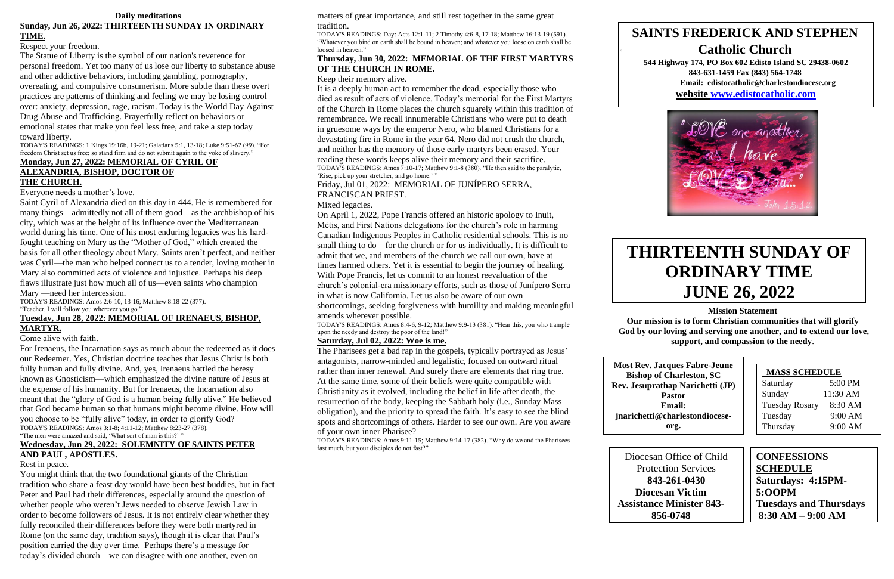**Daily meditations**

## Sunday, Jun 26, 2022: THIRTEENTH SUNDAY IN ORDINARY TIME.

Respect your freedom.

The Statue of Liberty is the symbol of our nation's reverence for personal freedom. Yet too many of us lose our liberty to substance abuse and other addictive behaviors, including gambling, pornography, overeating, and compulsive consumerism. More subtle than these overt practices are patterns of thinking and feeling we may be losing control over: anxiety, depression, rage, racism. Today is the World Day Against Drug Abuse and Trafficking. Prayerfully reflect on behaviors or emotional states that make you feel less free, and take a step today toward liberty.

TODAY'S READINGS: 1 Kings 19:16b, 19-21; Galatians 5:1, 13-18; Luke 9:51-62 (99). "For freedom Christ set us free; so stand firm and do not submit again to the yoke of slavery."

## Monday, Jun 27, 2022: MEMORIAL OF CYRIL OF ALEXANDRIA, BISHOP, DOCTOR OF THE CHURCH.

Everyone needs a mother's love.

Saint Cyril of Alexandria died on this day in 444. He is remembered for many things—admittedly not all of them good—as the archbishop of his city, which was at the height of its influence over the Mediterranean world during his time. One of his most enduring legacies was his hard-fought teaching on Mary as the "Mother of God," which created the basis for all other theology about Mary. Saints aren't perfect, and neither was Cyril—the man who helped connect us to a tender, loving mother in Mary also committed acts of violence and injustice. Perhaps his deep flaws illustrate just how much all of us—even saints who champion Mary —need her intercession.

TODAY'S READINGS: Amos 2:6-10, 13-16; Matthew 8:18-22 (377). "Teacher, I will follow you wherever you go."

## Tuesday, Jun 28, 2022: MEMORIAL OF IRENAEUS, BISHOP, MARTYR.

Come alive with faith.

For Irenaeus, the Incarnation says as much about the redeemed as it does our Redeemer. Yes, Christian doctrine teaches that Jesus Christ is both fully human and fully divine. And, yes, Irenaeus battled the heresy known as Gnosticism—which emphasized the divine nature of Jesus at the expense of his humanity. But for Irenaeus, the Incarnation also meant that the "glory of God is a human being fully alive." He believed that God became human so that humans might become divine. How will you choose to be "fully alive" today, in order to glorify God?

TODAY'S READINGS: Amos 3:1-8; 4:11-12; Matthew 8:23-27 (378). "The men were amazed and said, 'What sort of man is this?' "

## Wednesday, Jun 29, 2022: SOLEMNITY OF SAINTS PETER AND PAUL, APOSTLES.

Rest in peace.

You might think that the two foundational giants of the Christian tradition who share a feast day would have been best buddies, but in fact Peter and Paul had their differences, especially around the question of whether people who weren't Jews needed to observe Jewish Law in order to become followers of Jesus. It is not entirely clear whether they fully reconciled their differences before they were both martyred in Rome (on the same day, tradition says), though it is clear that Paul's position carried the day over time. Perhaps there's a message for today's divided church—we can disagree with one another, even on matters of great importance, and still rest together in the same great tradition.

TODAY'S READINGS: Day: Acts 12:1-11; 2 Timothy 4:6-8, 17-18; Matthew 16:13-19 (591). "Whatever you bind on earth shall be bound in heaven; and whatever you loose on earth shall be loosed in heaven."

## Thursday, Jun 30, 2022: MEMORIAL OF THE FIRST MARTYRS OF THE CHURCH IN ROME.

Keep their memory alive.

It is a deeply human act to remember the dead, especially those who died as result of acts of violence. Today's memorial for the First Martyrs of the Church in Rome places the church squarely within this tradition of remembrance. We recall innumerable Christians who were put to death in gruesome ways by the emperor Nero, who blamed Christians for a devastating fire in Rome in the year 64. Nero did not crush the church, and neither has the memory of those early martyrs been erased. Your reading these words keeps alive their memory and their sacrifice.

TODAY'S READINGS: Amos 7:10-17; Matthew 9:1-8 (380). "He then said to the paralytic, 'Rise, pick up your stretcher, and go home.' "

Friday, Jul 01, 2022: MEMORIAL OF JUNÍPERO SERRA, FRANCISCAN PRIEST.

Mixed legacies.

On April 1, 2022, Pope Francis offered an historic apology to Inuit, Métis, and First Nations delegations for the church's role in harming Canadian Indigenous Peoples in Catholic residential schools. This is no small thing to do—for the church or for us individually. It is difficult to admit that we, and members of the church we call our own, have at times harmed others. Yet it is essential to begin the journey of healing. With Pope Francis, let us commit to an honest reevaluation of the church's colonial-era missionary efforts, such as those of Junípero Serra in what is now California. Let us also be aware of our own shortcomings, seeking forgiveness with humility and making meaningful amends wherever possible.

TODAY'S READINGS: Amos 8:4-6, 9-12; Matthew 9:9-13 (381). "Hear this, you who trample upon the needy and destroy the poor of the land!"

## Saturday, Jul 02, 2022: Woe is me.

The Pharisees get a bad rap in the gospels, typically portrayed as Jesus' antagonists, narrow-minded and legalistic, focused on outward ritual rather than inner renewal. And surely there are elements that ring true. At the same time, some of their beliefs were quite compatible with Christianity as it evolved, including the belief in life after death, the resurrection of the body, keeping the Sabbath holy (i.e., Sunday Mass obligation), and the priority to spread the faith. It's easy to see the blind spots and shortcomings of others. Harder to see our own. Are you aware of your own inner Pharisee?

TODAY'S READINGS: Amos 9:11-15; Matthew 9:14-17 (382). "Why do we and the Pharisees fast much, but your disciples do not fast?"

# SAINTS FREDERICK AND STEPHEN Catholic Church

**544 Highway 174, PO Box 602 Edisto Island SC 29438-0602**
**843-631-1459 Fax (843) 564-1748**
**Email: edistocatholic@charlestondiocese.org**
**website www.edistocatholic.com**

"LOVE one another as I have LOVED you..." John 15:12

# THIRTEENTH SUNDAY OF ORDINARY TIME JUNE 26, 2022

**Mission Statement**
**Our mission is to form Christian communities that will glorify God by our loving and serving one another, and to extend our love, support, and compassion to the needy.**

**Most Rev. Jacques Fabre-Jeune**
**Bishop of Charleston, SC**
**Rev. Jesuprathap Narichetti (JP)**
**Pastor**
**Email:**
**jnarichetti@charlestondiocese-org.**

| MASS SCHEDULE | |
|---|---|
| Saturday | 5:00 PM |
| Sunday | 11:30 AM |
| Tuesday Rosary | 8:30 AM |
| Tuesday | 9:00 AM |
| Thursday | 9:00 AM |

Diocesan Office of Child Protection Services
**843-261-0430**
**Diocesan Victim Assistance Minister 843-856-0748**

**CONFESSIONS SCHEDULE**
**Saturdays: 4:15PM-5:OOPM**
**Tuesdays and Thursdays 8:30 AM – 9:00 AM**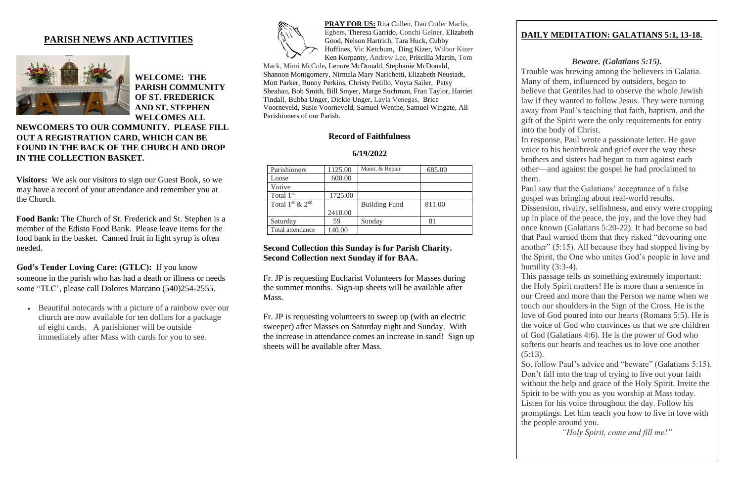## PARISH NEWS AND ACTIVITIES

**WELCOME: THE PARISH COMMUNITY OF ST. FREDERICK AND ST. STEPHEN WELCOMES ALL NEWCOMERS TO OUR COMMUNITY. PLEASE FILL OUT A REGISTRATION CARD, WHICH CAN BE FOUND IN THE BACK OF THE CHURCH AND DROP IN THE COLLECTION BASKET.**

**Visitors:** We ask our visitors to sign our Guest Book, so we may have a record of your attendance and remember you at the Church.

**Food Bank:** The Church of St. Frederick and St. Stephen is a member of the Edisto Food Bank. Please leave items for the food bank in the basket. Canned fruit in light syrup is often needed.

**God's Tender Loving Care: (GTLC):** If you know someone in the parish who has had a death or illness or needs some "TLC', please call Dolores Marcano (540)254-2555.

- Beautiful notecards with a picture of a rainbow over our church are now available for ten dollars for a package of eight cards. A parishioner will be outside immediately after Mass with cards for you to see.

**PRAY FOR US:** Rita Cullen, Dan Cutler Marlis, Egbers, Theresa Garrido, Conchi Gelner, Elizabeth Good, Nelson Hartrich, Tara Huck, Cubby Huffines, Vic Ketchum, Ding Kizer, Wilbur Kizer Ken Korpanty, Andrew Lee, Priscilla Martin, Tom Mack, Mimi McCole, Lenore McDonald, Stephanie McDonald, Shannon Montgomery, Nirmala Mary Narichetti, Elizabeth Neustadt, Mott Parker, Bunny Perkins, Christy Petillo, Voyta Sailer, Patsy Sheahan, Bob Smith, Bill Smyer, Marge Suchman, Fran Taylor, Harriet Tindall, Bubba Unger, Dickie Unger, Layla Venegas, Brice Voorneveld, Susie Voorneveld, Samuel Wenthe, Samuel Wingate, All Parishioners of our Parish.

**Record of Faithfulness**

**6/19/2022**

| | | | |
|---|---|---|---|
| Parishioners | 1125.00 | Maint. & Repair | 685.00 |
| Loose | 600.00 | | |
| Votive | | | |
| Total 1st | 1725.00 | | |
| Total 1st & 2nd | 2410.00 | Building Fund | 811.00 |
| Saturday | 59 | Sunday | 81 |
| Total attendance | 140.00 | | |

**Second Collection this Sunday is for Parish Charity.**
**Second Collection next Sunday if for BAA.**

Fr. JP is requesting Eucharist Volunteers for Masses during the summer months. Sign-up sheets will be available after Mass.

Fr. JP is requesting volunteers to sweep up (with an electric sweeper) after Masses on Saturday night and Sunday. With the increase in attendance comes an increase in sand! Sign up sheets will be available after Mass.

## DAILY MEDITATION: GALATIANS 5:1, 13-18.

***Beware. (Galatians 5:15).***

Trouble was brewing among the believers in Galatia. Many of them, influenced by outsiders, began to believe that Gentiles had to observe the whole Jewish law if they wanted to follow Jesus. They were turning away from Paul's teaching that faith, baptism, and the gift of the Spirit were the only requirements for entry into the body of Christ.

In response, Paul wrote a passionate letter. He gave voice to his heartbreak and grief over the way these brothers and sisters had begun to turn against each other—and against the gospel he had proclaimed to them.

Paul saw that the Galatians' acceptance of a false gospel was bringing about real-world results. Dissension, rivalry, selfishness, and envy were cropping up in place of the peace, the joy, and the love they had once known (Galatians 5:20-22). It had become so bad that Paul warned them that they risked "devouring one another" (5:15). All because they had stopped living by the Spirit, the One who unites God's people in love and humility (3:3-4).

This passage tells us something extremely important: the Holy Spirit matters! He is more than a sentence in our Creed and more than the Person we name when we touch our shoulders in the Sign of the Cross. He is the love of God poured into our hearts (Romans 5:5). He is the voice of God who convinces us that we are children of God (Galatians 4:6). He is the power of God who softens our hearts and teaches us to love one another (5:13).

So, follow Paul's advice and "beware" (Galatians 5:15). Don't fall into the trap of trying to live out your faith without the help and grace of the Holy Spirit. Invite the Spirit to be with you as you worship at Mass today. Listen for his voice throughout the day. Follow his promptings. Let him teach you how to live in love with the people around you.

*"Holy Spirit, come and fill me!"*